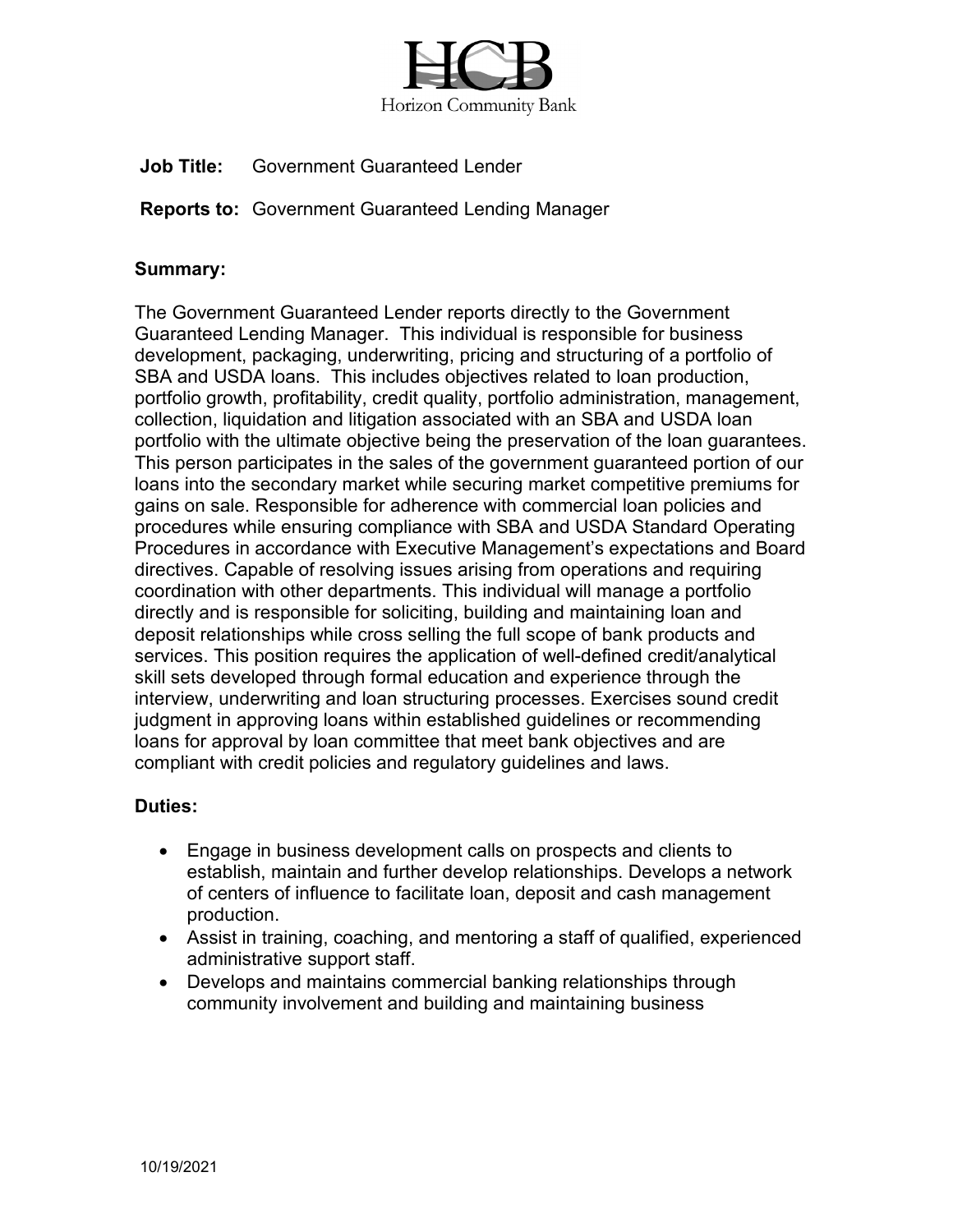HCB

Horizon Community Bank

**Job Title:** Government Guaranteed Lender

**Reports to:** Government Guaranteed Lending Manager

**Summary:**

The Government Guaranteed Lender reports directly to the Government Guaranteed Lending Manager. This individual is responsible for business development, packaging, underwriting, pricing and structuring of a portfolio of SBA and USDA loans. This includes objectives related to loan production, portfolio growth, profitability, credit quality, portfolio administration, management, collection, liquidation and litigation associated with an SBA and USDA loan portfolio with the ultimate objective being the preservation of the loan guarantees. This person participates in the sales of the government guaranteed portion of our loans into the secondary market while securing market competitive premiums for gains on sale. Responsible for adherence with commercial loan policies and procedures while ensuring compliance with SBA and USDA Standard Operating Procedures in accordance with Executive Management's expectations and Board directives. Capable of resolving issues arising from operations and requiring coordination with other departments. This individual will manage a portfolio directly and is responsible for soliciting, building and maintaining loan and deposit relationships while cross selling the full scope of bank products and services. This position requires the application of well-defined credit/analytical skill sets developed through formal education and experience through the interview, underwriting and loan structuring processes. Exercises sound credit judgment in approving loans within established guidelines or recommending loans for approval by loan committee that meet bank objectives and are compliant with credit policies and regulatory guidelines and laws.

**Duties:**

- Engage in business development calls on prospects and clients to establish, maintain and further develop relationships. Develops a network of centers of influence to facilitate loan, deposit and cash management production.
- Assist in training, coaching, and mentoring a staff of qualified, experienced administrative support staff.
- Develops and maintains commercial banking relationships through community involvement and building and maintaining business

10/19/2021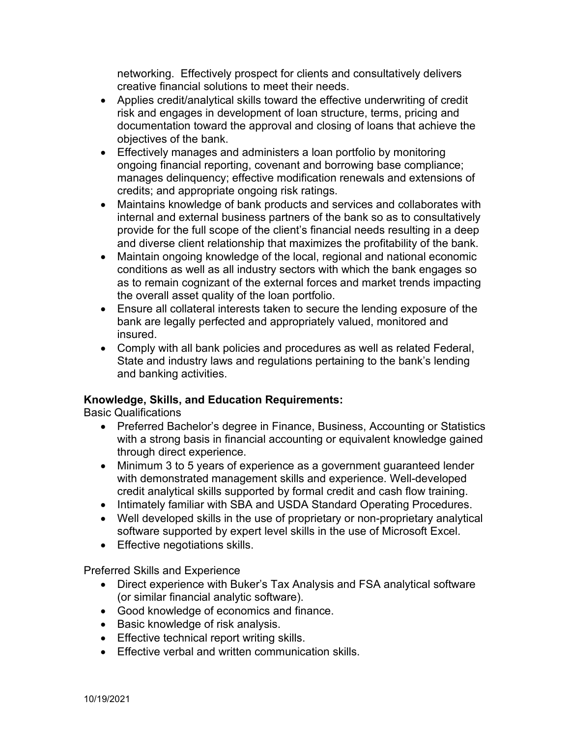networking. Effectively prospect for clients and consultatively delivers creative financial solutions to meet their needs.

- Applies credit/analytical skills toward the effective underwriting of credit risk and engages in development of loan structure, terms, pricing and documentation toward the approval and closing of loans that achieve the objectives of the bank.
- Effectively manages and administers a loan portfolio by monitoring ongoing financial reporting, covenant and borrowing base compliance; manages delinquency; effective modification renewals and extensions of credits; and appropriate ongoing risk ratings.
- Maintains knowledge of bank products and services and collaborates with internal and external business partners of the bank so as to consultatively provide for the full scope of the client's financial needs resulting in a deep and diverse client relationship that maximizes the profitability of the bank.
- Maintain ongoing knowledge of the local, regional and national economic conditions as well as all industry sectors with which the bank engages so as to remain cognizant of the external forces and market trends impacting the overall asset quality of the loan portfolio.
- Ensure all collateral interests taken to secure the lending exposure of the bank are legally perfected and appropriately valued, monitored and insured.
- Comply with all bank policies and procedures as well as related Federal, State and industry laws and regulations pertaining to the bank's lending and banking activities.

**Knowledge, Skills, and Education Requirements:**

Basic Qualifications

- Preferred Bachelor's degree in Finance, Business, Accounting or Statistics with a strong basis in financial accounting or equivalent knowledge gained through direct experience.
- Minimum 3 to 5 years of experience as a government guaranteed lender with demonstrated management skills and experience. Well-developed credit analytical skills supported by formal credit and cash flow training.
- Intimately familiar with SBA and USDA Standard Operating Procedures.
- Well developed skills in the use of proprietary or non-proprietary analytical software supported by expert level skills in the use of Microsoft Excel.
- Effective negotiations skills.

Preferred Skills and Experience

- Direct experience with Buker's Tax Analysis and FSA analytical software (or similar financial analytic software).
- Good knowledge of economics and finance.
- Basic knowledge of risk analysis.
- Effective technical report writing skills.
- Effective verbal and written communication skills.

10/19/2021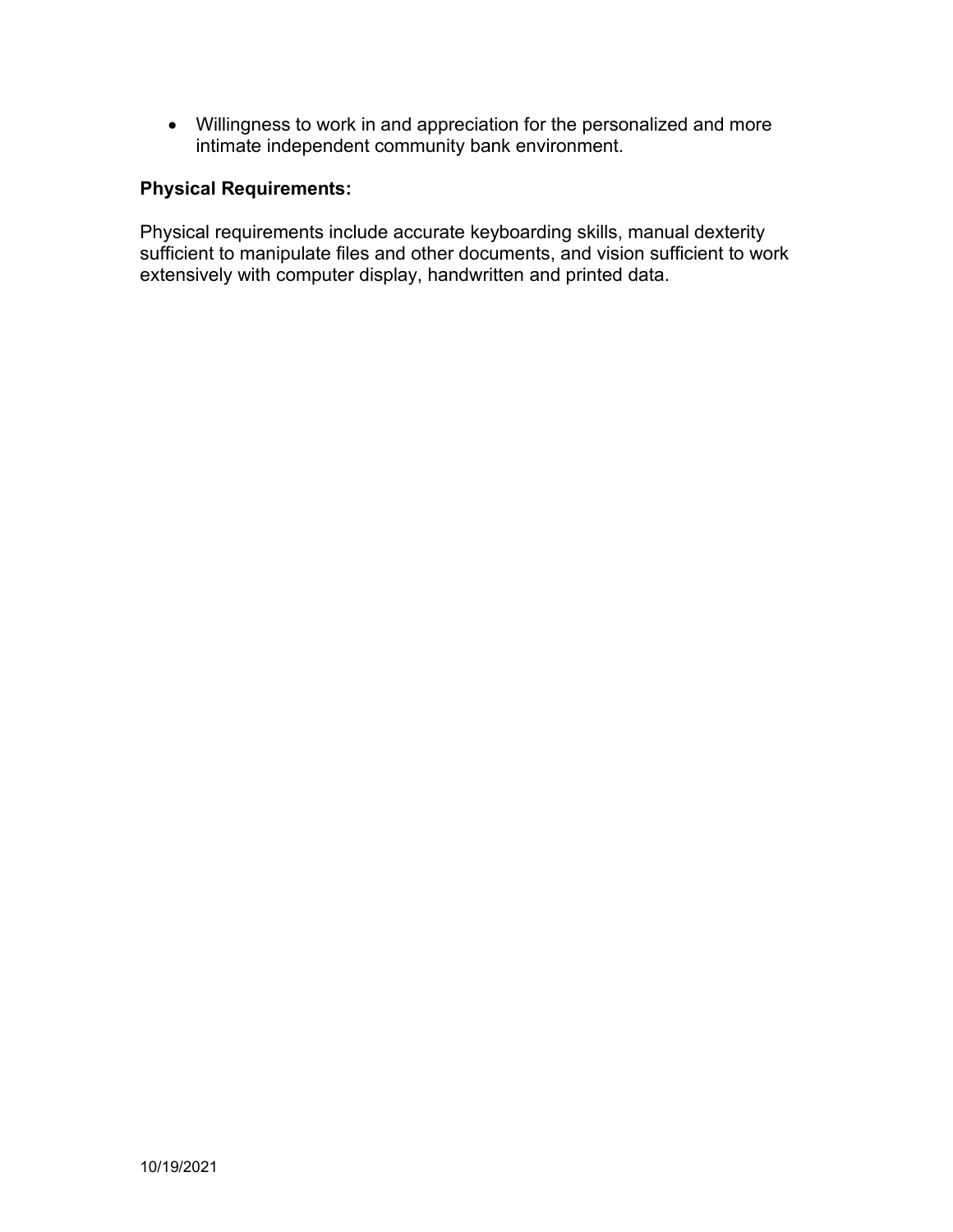- Willingness to work in and appreciation for the personalized and more intimate independent community bank environment.

**Physical Requirements:**

Physical requirements include accurate keyboarding skills, manual dexterity sufficient to manipulate files and other documents, and vision sufficient to work extensively with computer display, handwritten and printed data.

10/19/2021